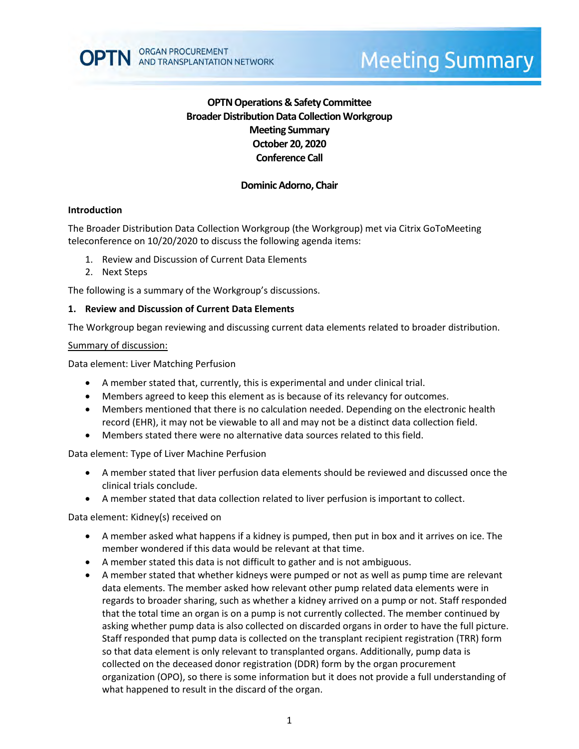OPTN ORGAN PROCUREMENT AND TRANSPLANTATION NETWORK

# Meeting Summary

**OPTN Operations & Safety Committee**
**Broader Distribution Data Collection Workgroup**
**Meeting Summary**
**October 20, 2020**
**Conference Call**

**Dominic Adorno, Chair**

## Introduction

The Broader Distribution Data Collection Workgroup (the Workgroup) met via Citrix GoToMeeting teleconference on 10/20/2020 to discuss the following agenda items:

1. Review and Discussion of Current Data Elements
2. Next Steps

The following is a summary of the Workgroup's discussions.

## 1. Review and Discussion of Current Data Elements

The Workgroup began reviewing and discussing current data elements related to broader distribution.

Summary of discussion:

Data element: Liver Matching Perfusion

- A member stated that, currently, this is experimental and under clinical trial.
- Members agreed to keep this element as is because of its relevancy for outcomes.
- Members mentioned that there is no calculation needed. Depending on the electronic health record (EHR), it may not be viewable to all and may not be a distinct data collection field.
- Members stated there were no alternative data sources related to this field.

Data element: Type of Liver Machine Perfusion

- A member stated that liver perfusion data elements should be reviewed and discussed once the clinical trials conclude.
- A member stated that data collection related to liver perfusion is important to collect.

Data element: Kidney(s) received on

- A member asked what happens if a kidney is pumped, then put in box and it arrives on ice. The member wondered if this data would be relevant at that time.
- A member stated this data is not difficult to gather and is not ambiguous.
- A member stated that whether kidneys were pumped or not as well as pump time are relevant data elements. The member asked how relevant other pump related data elements were in regards to broader sharing, such as whether a kidney arrived on a pump or not. Staff responded that the total time an organ is on a pump is not currently collected. The member continued by asking whether pump data is also collected on discarded organs in order to have the full picture. Staff responded that pump data is collected on the transplant recipient registration (TRR) form so that data element is only relevant to transplanted organs. Additionally, pump data is collected on the deceased donor registration (DDR) form by the organ procurement organization (OPO), so there is some information but it does not provide a full understanding of what happened to result in the discard of the organ.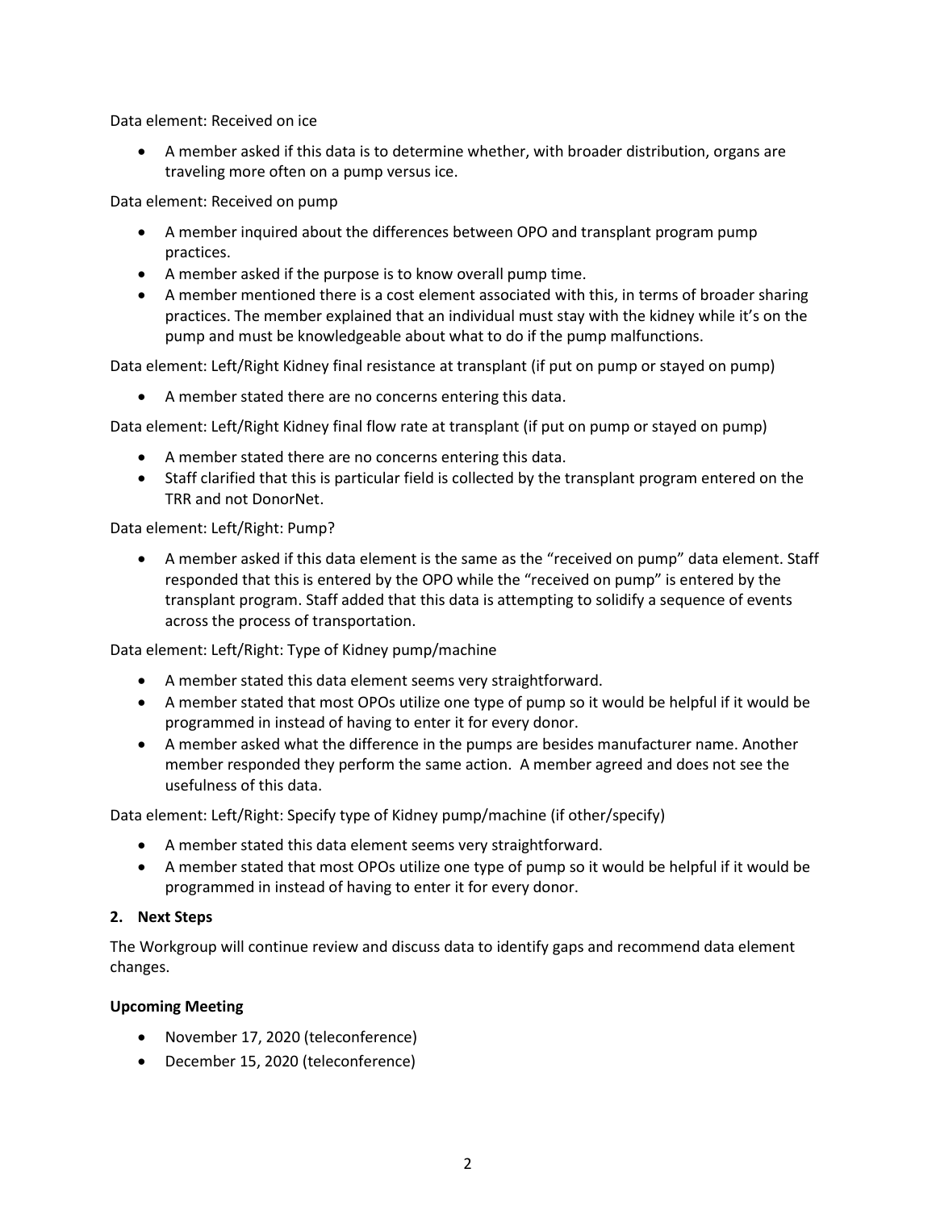Data element: Received on ice

- A member asked if this data is to determine whether, with broader distribution, organs are traveling more often on a pump versus ice.

Data element: Received on pump

- A member inquired about the differences between OPO and transplant program pump practices.
- A member asked if the purpose is to know overall pump time.
- A member mentioned there is a cost element associated with this, in terms of broader sharing practices. The member explained that an individual must stay with the kidney while it's on the pump and must be knowledgeable about what to do if the pump malfunctions.

Data element: Left/Right Kidney final resistance at transplant (if put on pump or stayed on pump)

- A member stated there are no concerns entering this data.

Data element: Left/Right Kidney final flow rate at transplant (if put on pump or stayed on pump)

- A member stated there are no concerns entering this data.
- Staff clarified that this is particular field is collected by the transplant program entered on the TRR and not DonorNet.

Data element: Left/Right: Pump?

- A member asked if this data element is the same as the "received on pump" data element. Staff responded that this is entered by the OPO while the "received on pump" is entered by the transplant program. Staff added that this data is attempting to solidify a sequence of events across the process of transportation.

Data element: Left/Right: Type of Kidney pump/machine

- A member stated this data element seems very straightforward.
- A member stated that most OPOs utilize one type of pump so it would be helpful if it would be programmed in instead of having to enter it for every donor.
- A member asked what the difference in the pumps are besides manufacturer name. Another member responded they perform the same action. A member agreed and does not see the usefulness of this data.

Data element: Left/Right: Specify type of Kidney pump/machine (if other/specify)

- A member stated this data element seems very straightforward.
- A member stated that most OPOs utilize one type of pump so it would be helpful if it would be programmed in instead of having to enter it for every donor.

### 2. Next Steps

The Workgroup will continue review and discuss data to identify gaps and recommend data element changes.

### Upcoming Meeting

- November 17, 2020 (teleconference)
- December 15, 2020 (teleconference)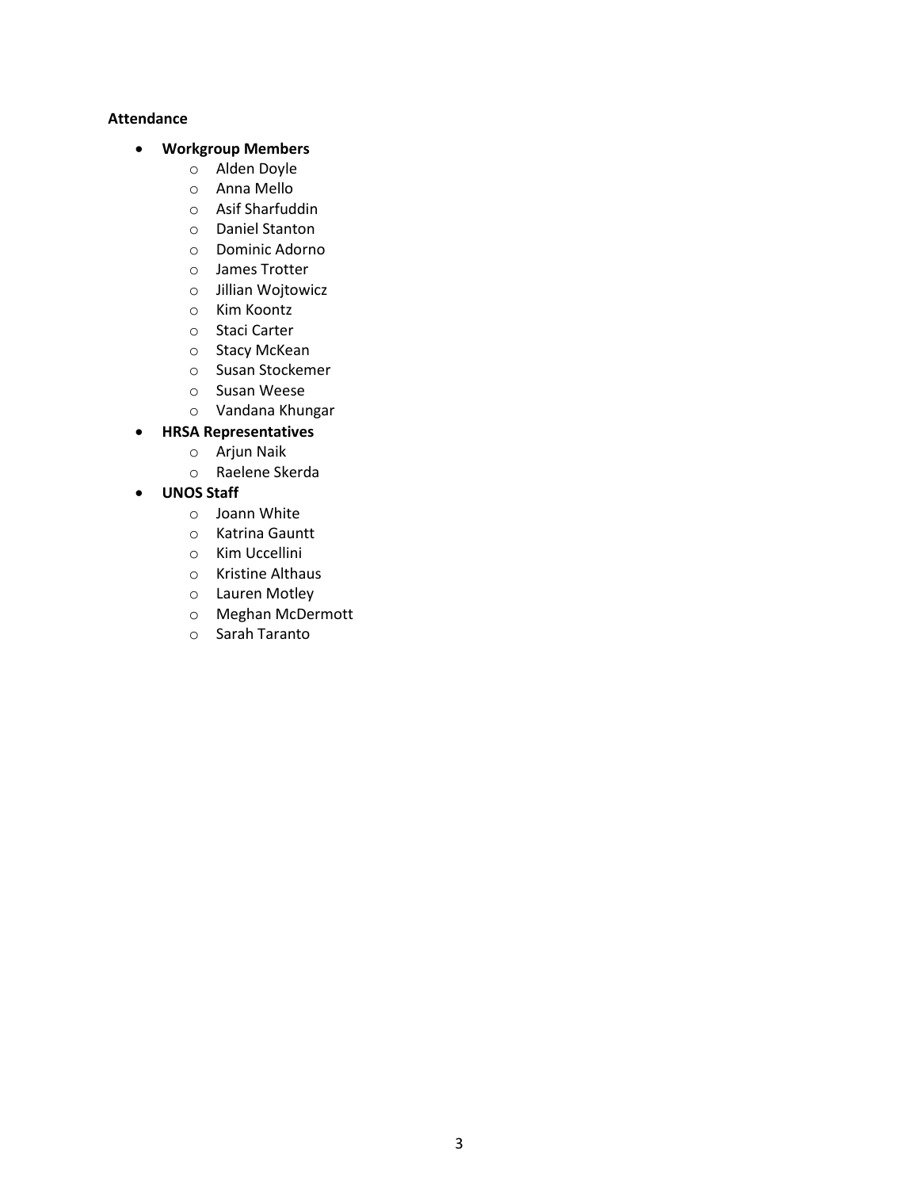**Attendance**

- **Workgroup Members**
    - Alden Doyle
    - Anna Mello
    - Asif Sharfuddin
    - Daniel Stanton
    - Dominic Adorno
    - James Trotter
    - Jillian Wojtowicz
    - Kim Koontz
    - Staci Carter
    - Stacy McKean
    - Susan Stockemer
    - Susan Weese
    - Vandana Khungar
- **HRSA Representatives**
    - Arjun Naik
    - Raelene Skerda
- **UNOS Staff**
    - Joann White
    - Katrina Gauntt
    - Kim Uccellini
    - Kristine Althaus
    - Lauren Motley
    - Meghan McDermott
    - Sarah Taranto